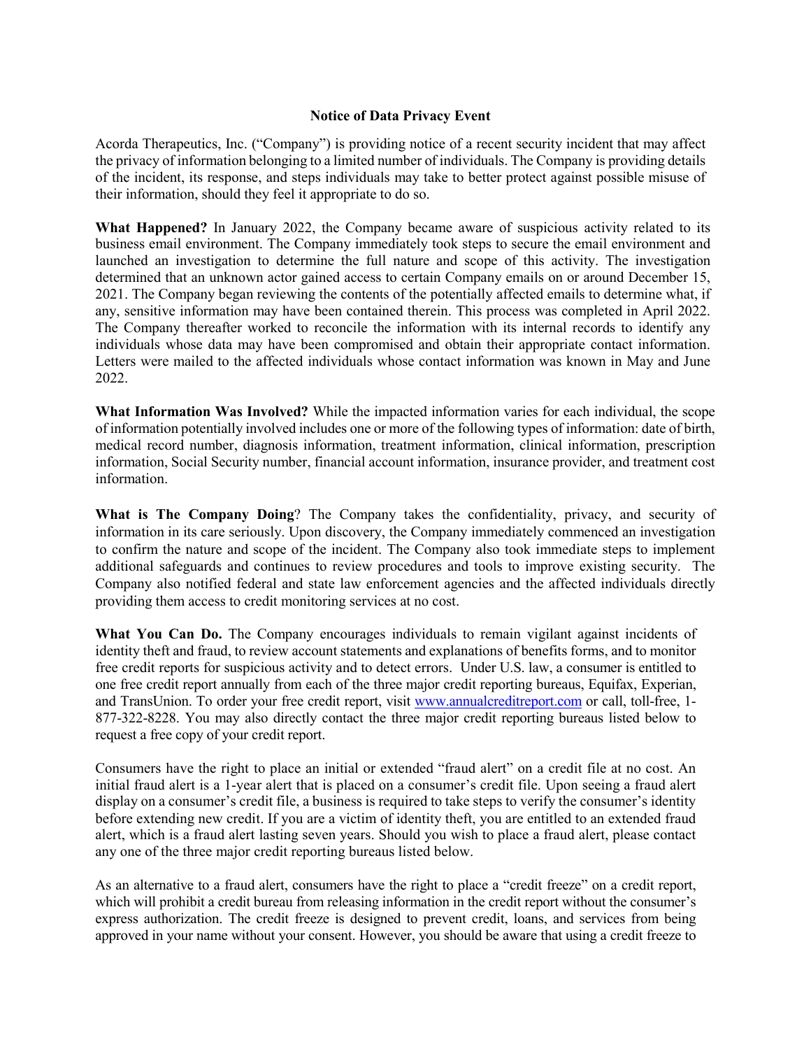**Notice of Data Privacy Event**

Acorda Therapeutics, Inc. ("Company") is providing notice of a recent security incident that may affect the privacy of information belonging to a limited number of individuals. The Company is providing details of the incident, its response, and steps individuals may take to better protect against possible misuse of their information, should they feel it appropriate to do so.

**What Happened?** In January 2022, the Company became aware of suspicious activity related to its business email environment. The Company immediately took steps to secure the email environment and launched an investigation to determine the full nature and scope of this activity. The investigation determined that an unknown actor gained access to certain Company emails on or around December 15, 2021. The Company began reviewing the contents of the potentially affected emails to determine what, if any, sensitive information may have been contained therein. This process was completed in April 2022. The Company thereafter worked to reconcile the information with its internal records to identify any individuals whose data may have been compromised and obtain their appropriate contact information. Letters were mailed to the affected individuals whose contact information was known in May and June 2022.

**What Information Was Involved?** While the impacted information varies for each individual, the scope of information potentially involved includes one or more of the following types of information: date of birth, medical record number, diagnosis information, treatment information, clinical information, prescription information, Social Security number, financial account information, insurance provider, and treatment cost information.

**What is The Company Doing**? The Company takes the confidentiality, privacy, and security of information in its care seriously. Upon discovery, the Company immediately commenced an investigation to confirm the nature and scope of the incident. The Company also took immediate steps to implement additional safeguards and continues to review procedures and tools to improve existing security. The Company also notified federal and state law enforcement agencies and the affected individuals directly providing them access to credit monitoring services at no cost.

**What You Can Do.** The Company encourages individuals to remain vigilant against incidents of identity theft and fraud, to review account statements and explanations of benefits forms, and to monitor free credit reports for suspicious activity and to detect errors. Under U.S. law, a consumer is entitled to one free credit report annually from each of the three major credit reporting bureaus, Equifax, Experian, and TransUnion. To order your free credit report, visit www.annualcreditreport.com or call, toll-free, 1-877-322-8228. You may also directly contact the three major credit reporting bureaus listed below to request a free copy of your credit report.

Consumers have the right to place an initial or extended "fraud alert" on a credit file at no cost. An initial fraud alert is a 1-year alert that is placed on a consumer's credit file. Upon seeing a fraud alert display on a consumer's credit file, a business is required to take steps to verify the consumer's identity before extending new credit. If you are a victim of identity theft, you are entitled to an extended fraud alert, which is a fraud alert lasting seven years. Should you wish to place a fraud alert, please contact any one of the three major credit reporting bureaus listed below.

As an alternative to a fraud alert, consumers have the right to place a "credit freeze" on a credit report, which will prohibit a credit bureau from releasing information in the credit report without the consumer's express authorization. The credit freeze is designed to prevent credit, loans, and services from being approved in your name without your consent. However, you should be aware that using a credit freeze to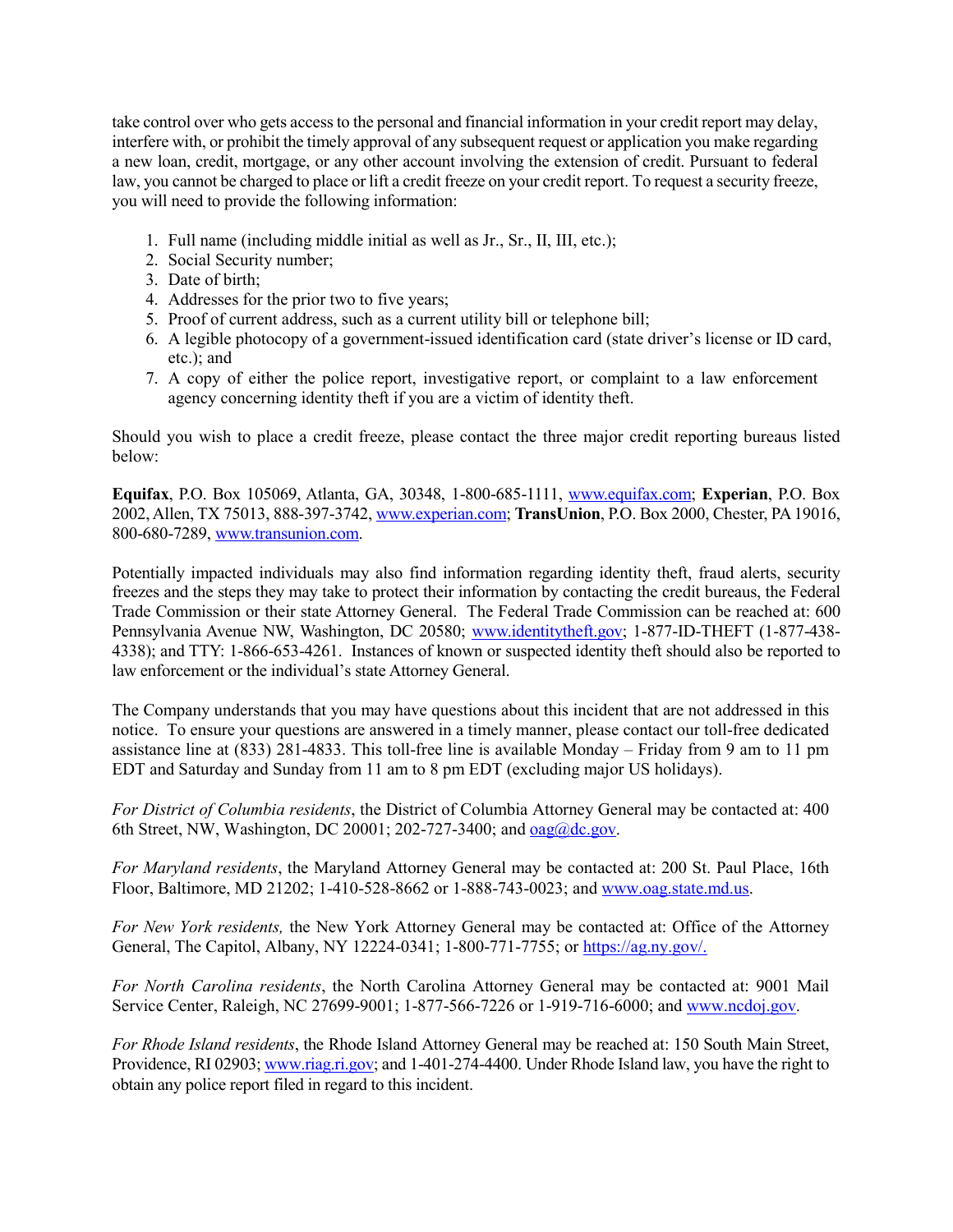take control over who gets access to the personal and financial information in your credit report may delay, interfere with, or prohibit the timely approval of any subsequent request or application you make regarding a new loan, credit, mortgage, or any other account involving the extension of credit. Pursuant to federal law, you cannot be charged to place or lift a credit freeze on your credit report. To request a security freeze, you will need to provide the following information:

1. Full name (including middle initial as well as Jr., Sr., II, III, etc.);
2. Social Security number;
3. Date of birth;
4. Addresses for the prior two to five years;
5. Proof of current address, such as a current utility bill or telephone bill;
6. A legible photocopy of a government-issued identification card (state driver's license or ID card, etc.); and
7. A copy of either the police report, investigative report, or complaint to a law enforcement agency concerning identity theft if you are a victim of identity theft.

Should you wish to place a credit freeze, please contact the three major credit reporting bureaus listed below:

**Equifax**, P.O. Box 105069, Atlanta, GA, 30348, 1-800-685-1111, www.equifax.com; **Experian**, P.O. Box 2002, Allen, TX 75013, 888-397-3742, www.experian.com; **TransUnion**, P.O. Box 2000, Chester, PA 19016, 800-680-7289, www.transunion.com.

Potentially impacted individuals may also find information regarding identity theft, fraud alerts, security freezes and the steps they may take to protect their information by contacting the credit bureaus, the Federal Trade Commission or their state Attorney General. The Federal Trade Commission can be reached at: 600 Pennsylvania Avenue NW, Washington, DC 20580; www.identitytheft.gov; 1-877-ID-THEFT (1-877-438-4338); and TTY: 1-866-653-4261. Instances of known or suspected identity theft should also be reported to law enforcement or the individual's state Attorney General.

The Company understands that you may have questions about this incident that are not addressed in this notice. To ensure your questions are answered in a timely manner, please contact our toll-free dedicated assistance line at (833) 281-4833. This toll-free line is available Monday – Friday from 9 am to 11 pm EDT and Saturday and Sunday from 11 am to 8 pm EDT (excluding major US holidays).

*For District of Columbia residents*, the District of Columbia Attorney General may be contacted at: 400 6th Street, NW, Washington, DC 20001; 202-727-3400; and oag@dc.gov.

*For Maryland residents*, the Maryland Attorney General may be contacted at: 200 St. Paul Place, 16th Floor, Baltimore, MD 21202; 1-410-528-8662 or 1-888-743-0023; and www.oag.state.md.us.

*For New York residents,* the New York Attorney General may be contacted at: Office of the Attorney General, The Capitol, Albany, NY 12224-0341; 1-800-771-7755; or https://ag.ny.gov/.

*For North Carolina residents*, the North Carolina Attorney General may be contacted at: 9001 Mail Service Center, Raleigh, NC 27699-9001; 1-877-566-7226 or 1-919-716-6000; and www.ncdoj.gov.

*For Rhode Island residents*, the Rhode Island Attorney General may be reached at: 150 South Main Street, Providence, RI 02903; www.riag.ri.gov; and 1-401-274-4400. Under Rhode Island law, you have the right to obtain any police report filed in regard to this incident.